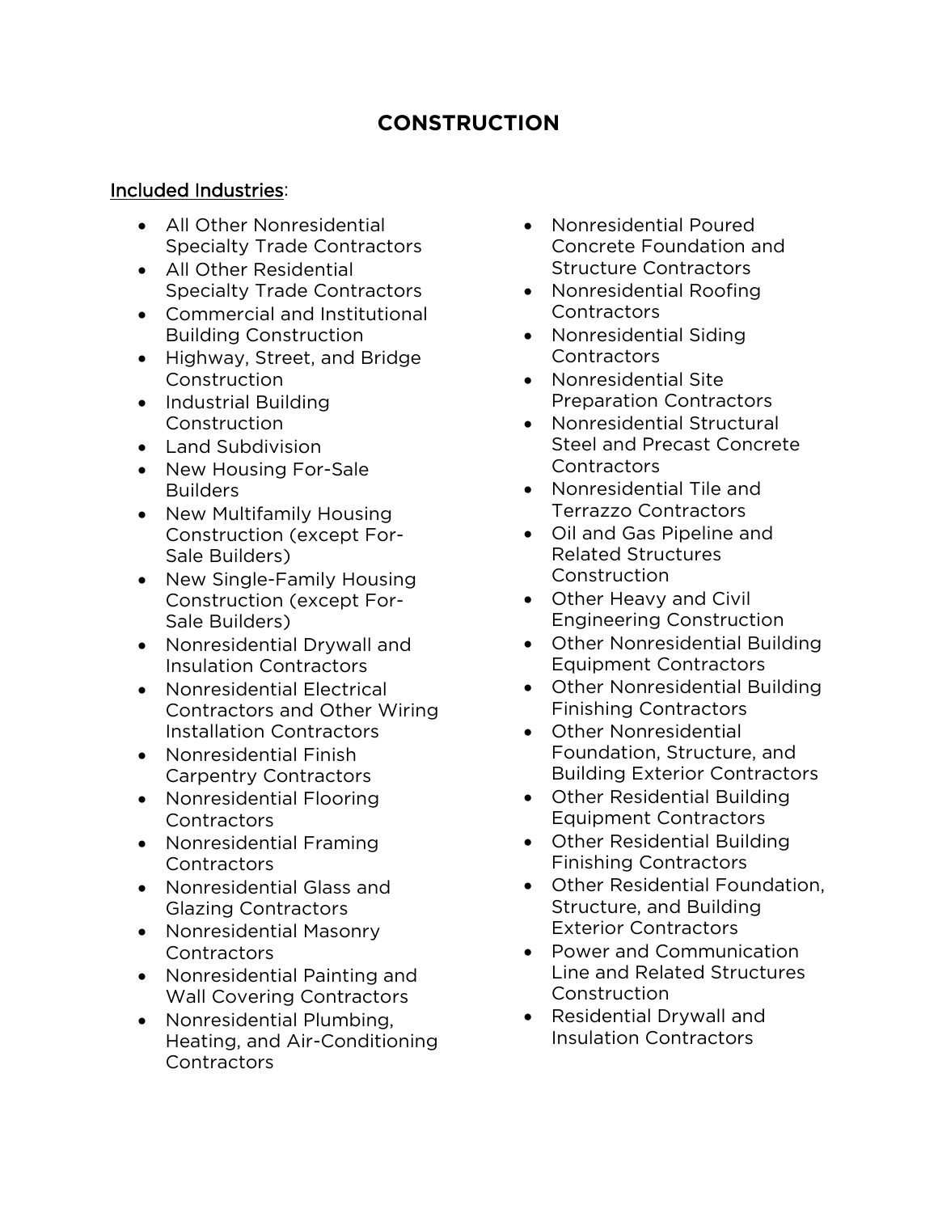# CONSTRUCTION

Included Industries:

- All Other Nonresidential Specialty Trade Contractors
- All Other Residential Specialty Trade Contractors
- Commercial and Institutional Building Construction
- Highway, Street, and Bridge Construction
- Industrial Building Construction
- Land Subdivision
- New Housing For-Sale Builders
- New Multifamily Housing Construction (except For-Sale Builders)
- New Single-Family Housing Construction (except For-Sale Builders)
- Nonresidential Drywall and Insulation Contractors
- Nonresidential Electrical Contractors and Other Wiring Installation Contractors
- Nonresidential Finish Carpentry Contractors
- Nonresidential Flooring Contractors
- Nonresidential Framing Contractors
- Nonresidential Glass and Glazing Contractors
- Nonresidential Masonry Contractors
- Nonresidential Painting and Wall Covering Contractors
- Nonresidential Plumbing, Heating, and Air-Conditioning Contractors
- Nonresidential Poured Concrete Foundation and Structure Contractors
- Nonresidential Roofing Contractors
- Nonresidential Siding Contractors
- Nonresidential Site Preparation Contractors
- Nonresidential Structural Steel and Precast Concrete Contractors
- Nonresidential Tile and Terrazzo Contractors
- Oil and Gas Pipeline and Related Structures Construction
- Other Heavy and Civil Engineering Construction
- Other Nonresidential Building Equipment Contractors
- Other Nonresidential Building Finishing Contractors
- Other Nonresidential Foundation, Structure, and Building Exterior Contractors
- Other Residential Building Equipment Contractors
- Other Residential Building Finishing Contractors
- Other Residential Foundation, Structure, and Building Exterior Contractors
- Power and Communication Line and Related Structures Construction
- Residential Drywall and Insulation Contractors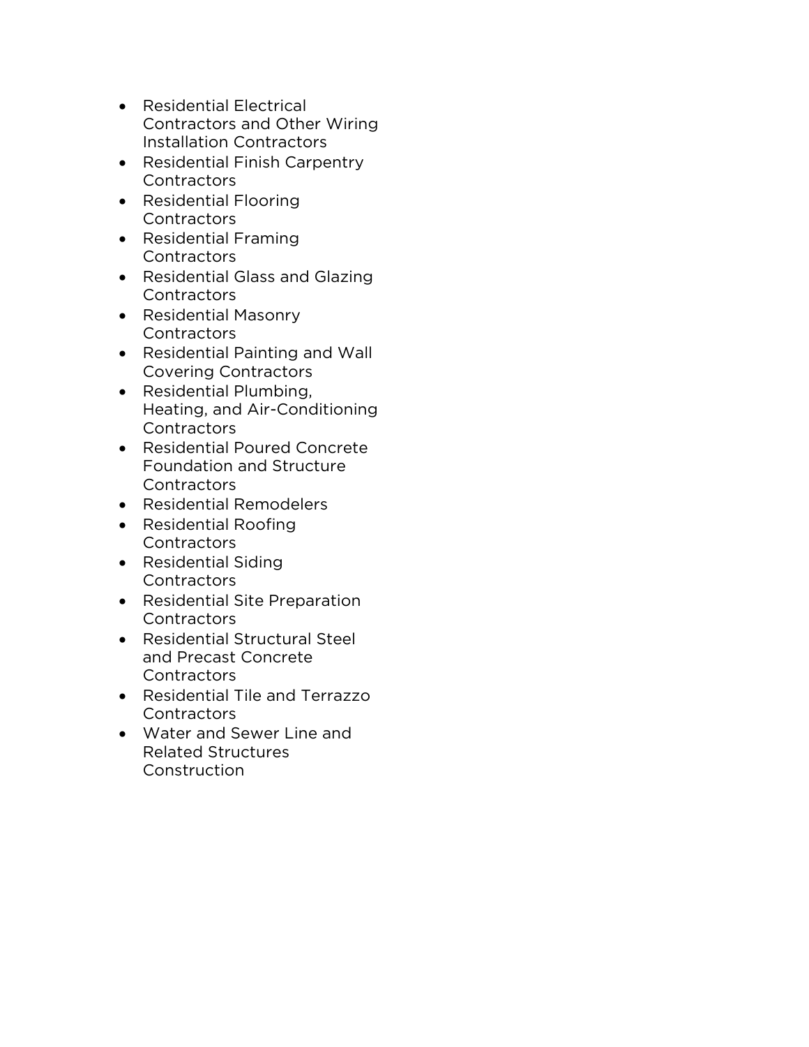- Residential Electrical Contractors and Other Wiring Installation Contractors
- Residential Finish Carpentry Contractors
- Residential Flooring Contractors
- Residential Framing Contractors
- Residential Glass and Glazing Contractors
- Residential Masonry Contractors
- Residential Painting and Wall Covering Contractors
- Residential Plumbing, Heating, and Air-Conditioning Contractors
- Residential Poured Concrete Foundation and Structure Contractors
- Residential Remodelers
- Residential Roofing Contractors
- Residential Siding Contractors
- Residential Site Preparation Contractors
- Residential Structural Steel and Precast Concrete Contractors
- Residential Tile and Terrazzo Contractors
- Water and Sewer Line and Related Structures Construction